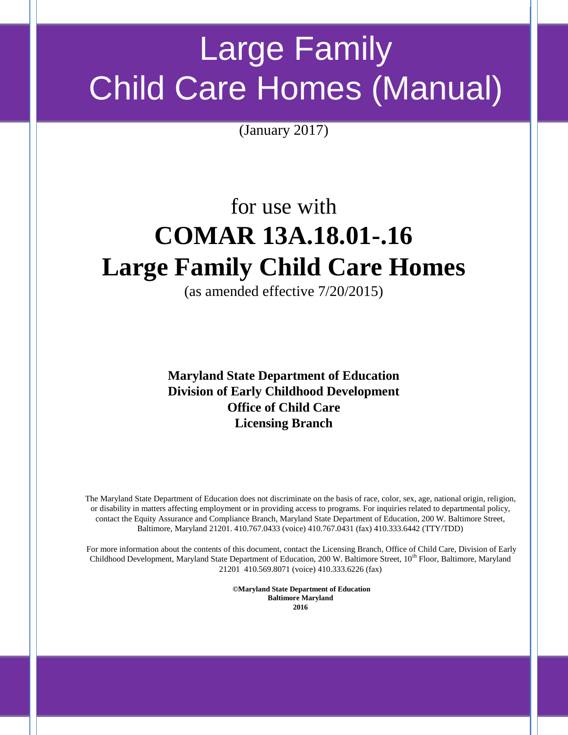# Large Family Child Care Homes (Manual)

(January 2017)

for use with

# COMAR 13A.18.01-.16 Large Family Child Care Homes

(as amended effective 7/20/2015)

**Maryland State Department of Education**
**Division of Early Childhood Development**
**Office of Child Care**
**Licensing Branch**

The Maryland State Department of Education does not discriminate on the basis of race, color, sex, age, national origin, religion, or disability in matters affecting employment or in providing access to programs. For inquiries related to departmental policy, contact the Equity Assurance and Compliance Branch, Maryland State Department of Education, 200 W. Baltimore Street, Baltimore, Maryland 21201. 410.767.0433 (voice) 410.767.0431 (fax) 410.333.6442 (TTY/TDD)

For more information about the contents of this document, contact the Licensing Branch, Office of Child Care, Division of Early Childhood Development, Maryland State Department of Education, 200 W. Baltimore Street, 10th Floor, Baltimore, Maryland 21201 410.569.8071 (voice) 410.333.6226 (fax)

**©Maryland State Department of Education**
**Baltimore Maryland**
**2016**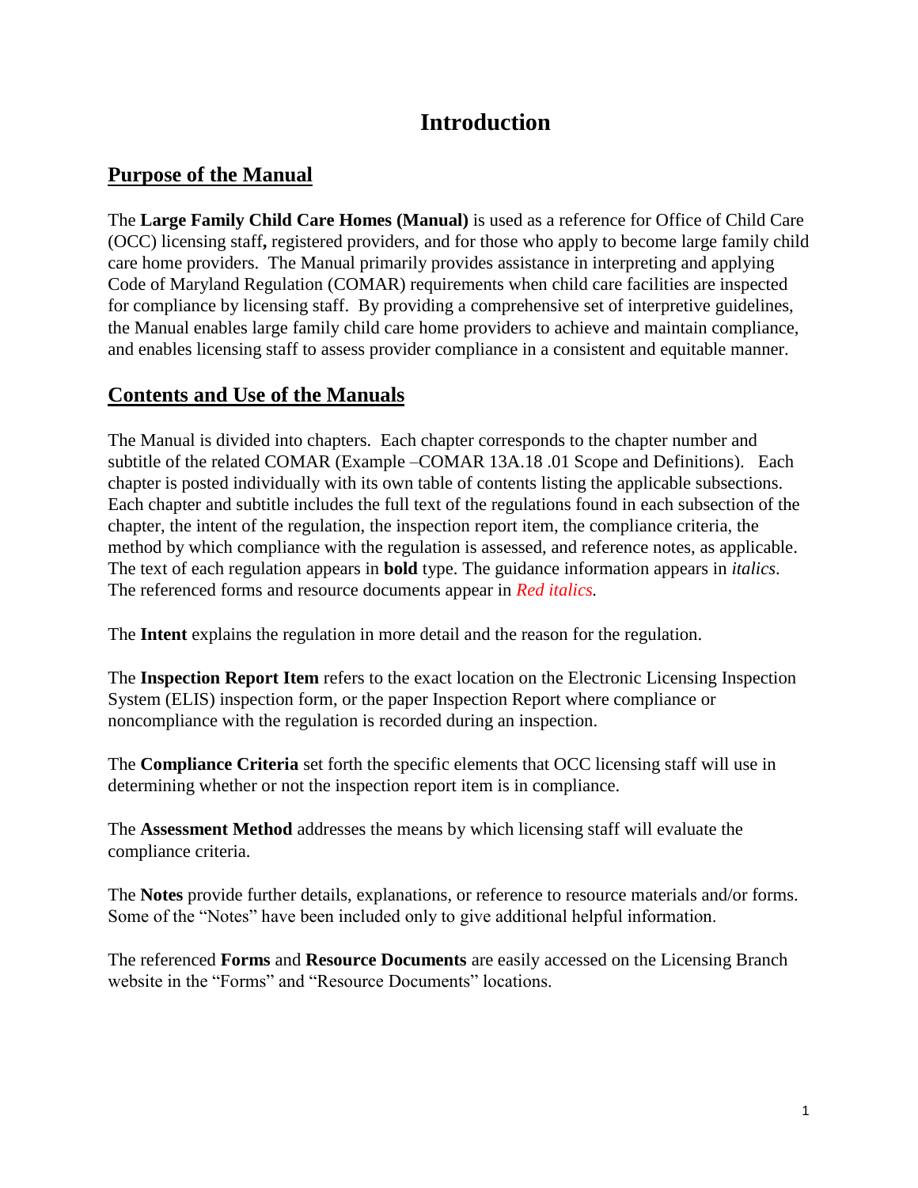# Introduction

## Purpose of the Manual

The **Large Family Child Care Homes (Manual)** is used as a reference for Office of Child Care (OCC) licensing staff**,** registered providers, and for those who apply to become large family child care home providers. The Manual primarily provides assistance in interpreting and applying Code of Maryland Regulation (COMAR) requirements when child care facilities are inspected for compliance by licensing staff. By providing a comprehensive set of interpretive guidelines, the Manual enables large family child care home providers to achieve and maintain compliance, and enables licensing staff to assess provider compliance in a consistent and equitable manner.

## Contents and Use of the Manuals

The Manual is divided into chapters. Each chapter corresponds to the chapter number and subtitle of the related COMAR (Example –COMAR 13A.18 .01 Scope and Definitions). Each chapter is posted individually with its own table of contents listing the applicable subsections. Each chapter and subtitle includes the full text of the regulations found in each subsection of the chapter, the intent of the regulation, the inspection report item, the compliance criteria, the method by which compliance with the regulation is assessed, and reference notes, as applicable. The text of each regulation appears in **bold** type. The guidance information appears in *italics*. The referenced forms and resource documents appear in *Red italics.*

The **Intent** explains the regulation in more detail and the reason for the regulation.

The **Inspection Report Item** refers to the exact location on the Electronic Licensing Inspection System (ELIS) inspection form, or the paper Inspection Report where compliance or noncompliance with the regulation is recorded during an inspection.

The **Compliance Criteria** set forth the specific elements that OCC licensing staff will use in determining whether or not the inspection report item is in compliance.

The **Assessment Method** addresses the means by which licensing staff will evaluate the compliance criteria.

The **Notes** provide further details, explanations, or reference to resource materials and/or forms. Some of the "Notes" have been included only to give additional helpful information.

The referenced **Forms** and **Resource Documents** are easily accessed on the Licensing Branch website in the "Forms" and "Resource Documents" locations.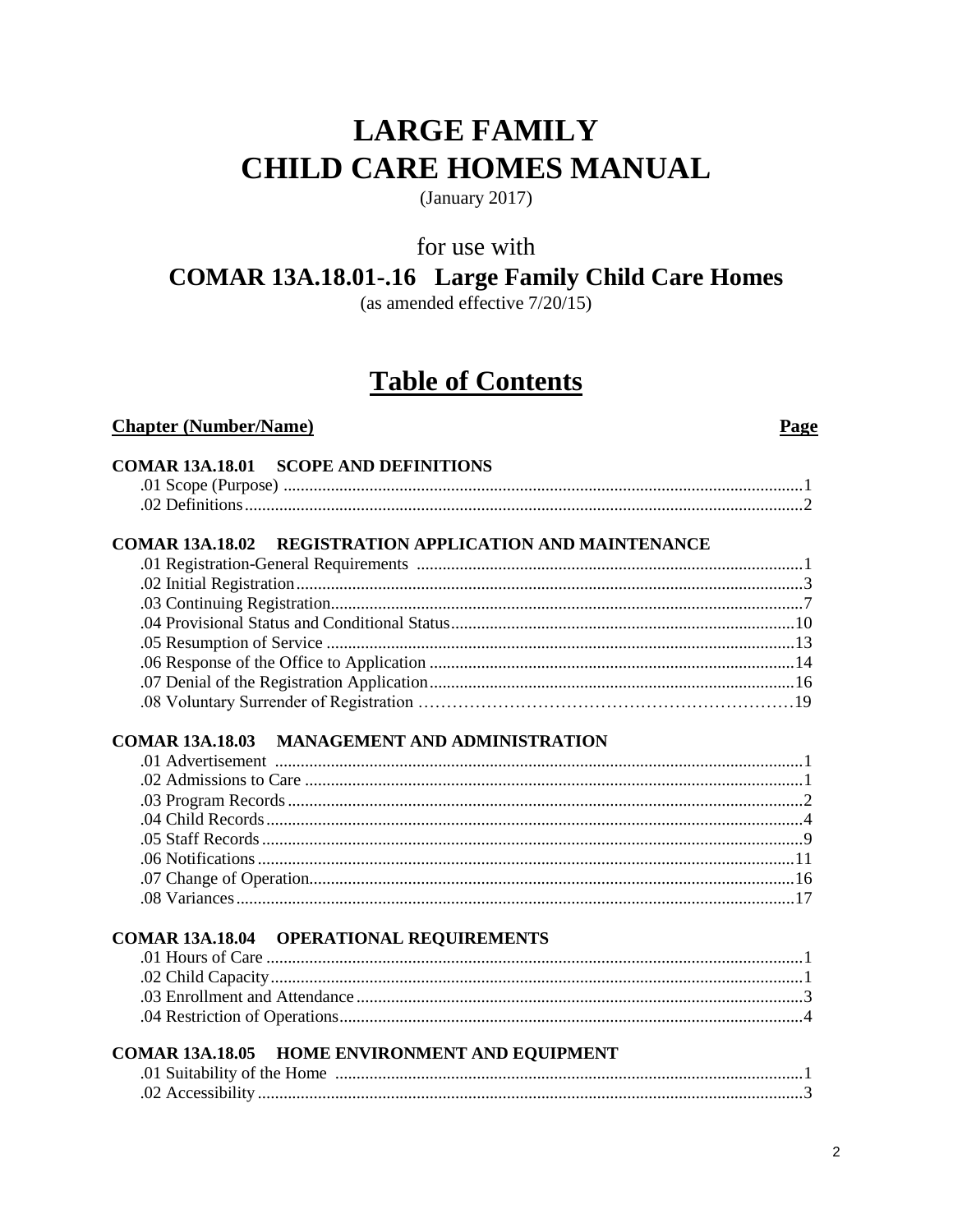# LARGE FAMILY CHILD CARE HOMES MANUAL

(January 2017)

for use with

## COMAR 13A.18.01-.16 Large Family Child Care Homes

(as amended effective 7/20/15)

## Table of Contents

| Chapter (Number/Name) | Page |
|---|---|
| **COMAR 13A.18.01 SCOPE AND DEFINITIONS** | |
| .01 Scope (Purpose) | 1 |
| .02 Definitions | 2 |
| **COMAR 13A.18.02 REGISTRATION APPLICATION AND MAINTENANCE** | |
| .01 Registration-General Requirements | 1 |
| .02 Initial Registration | 3 |
| .03 Continuing Registration | 7 |
| .04 Provisional Status and Conditional Status | 10 |
| .05 Resumption of Service | 13 |
| .06 Response of the Office to Application | 14 |
| .07 Denial of the Registration Application | 16 |
| .08 Voluntary Surrender of Registration | 19 |
| **COMAR 13A.18.03 MANAGEMENT AND ADMINISTRATION** | |
| .01 Advertisement | 1 |
| .02 Admissions to Care | 1 |
| .03 Program Records | 2 |
| .04 Child Records | 4 |
| .05 Staff Records | 9 |
| .06 Notifications | 11 |
| .07 Change of Operation | 16 |
| .08 Variances | 17 |
| **COMAR 13A.18.04 OPERATIONAL REQUIREMENTS** | |
| .01 Hours of Care | 1 |
| .02 Child Capacity | 1 |
| .03 Enrollment and Attendance | 3 |
| .04 Restriction of Operations | 4 |
| **COMAR 13A.18.05 HOME ENVIRONMENT AND EQUIPMENT** | |
| .01 Suitability of the Home | 1 |
| .02 Accessibility | 3 |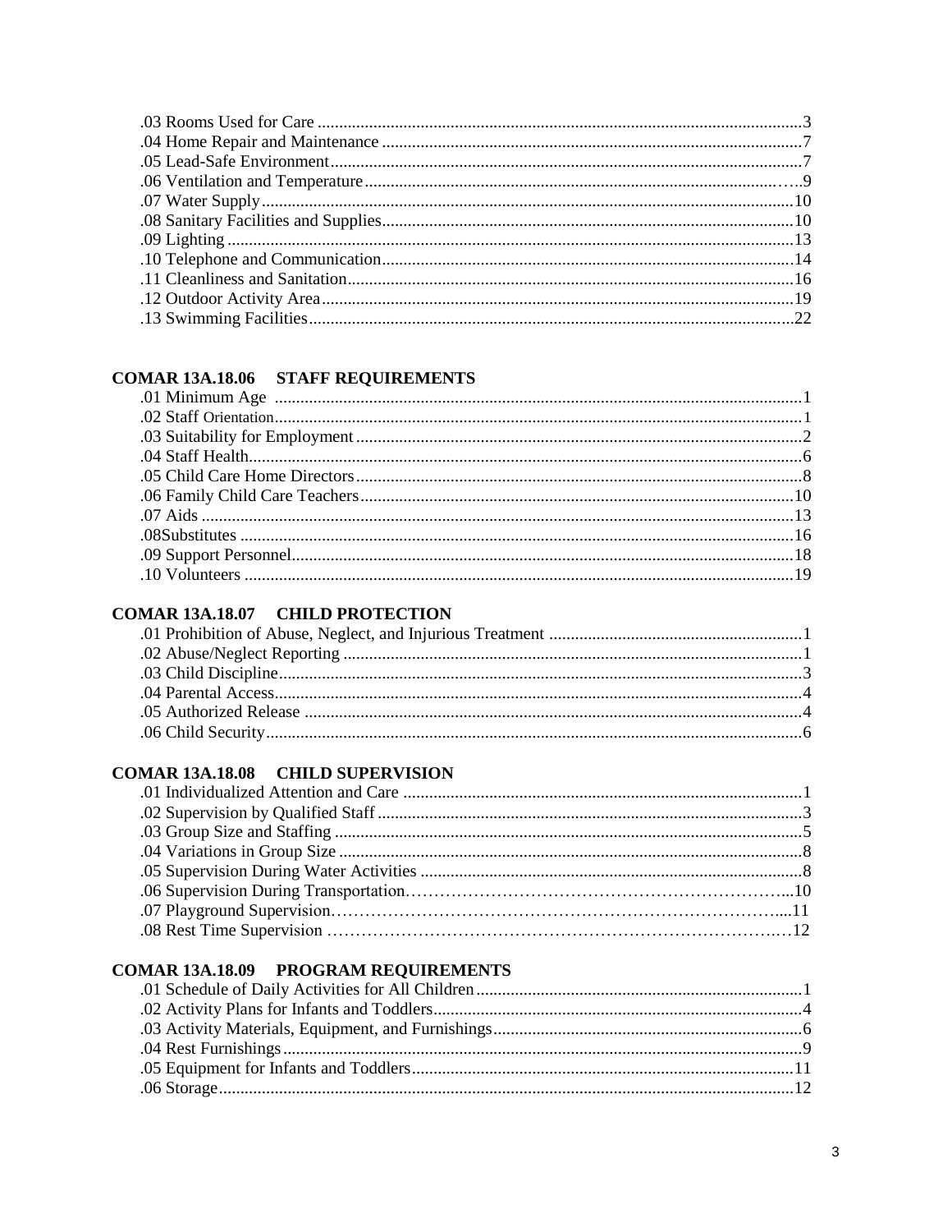.03 Rooms Used for Care ....................................................................................................3
.04 Home Repair and Maintenance ....................................................................................7
.05 Lead-Safe Environment...............................................................................................7
.06 Ventilation and Temperature ......................................................................................9
.07 Water Supply..............................................................................................................10
.08 Sanitary Facilities and Supplies..................................................................................10
.09 Lighting .....................................................................................................................13
.10 Telephone and Communication..................................................................................14
.11 Cleanliness and Sanitation..........................................................................................16
.12 Outdoor Activity Area................................................................................................19
.13 Swimming Facilities...................................................................................................22

## COMAR 13A.18.06 STAFF REQUIREMENTS

.01 Minimum Age ..............................................................................................................1
.02 Staff Orientation...........................................................................................................1
.03 Suitability for Employment .........................................................................................2
.04 Staff Health...................................................................................................................6
.05 Child Care Home Directors ..........................................................................................8
.06 Family Child Care Teachers.......................................................................................10
.07 Aids ............................................................................................................................13
.08Substitutes ...................................................................................................................16
.09 Support Personnel.......................................................................................................18
.10 Volunteers ..................................................................................................................19

## COMAR 13A.18.07 CHILD PROTECTION

.01 Prohibition of Abuse, Neglect, and Injurious Treatment ..............................................1
.02 Abuse/Neglect Reporting ..............................................................................................1
.03 Child Discipline............................................................................................................3
.04 Parental Access.............................................................................................................4
.05 Authorized Release ......................................................................................................4
.06 Child Security...............................................................................................................6

## COMAR 13A.18.08 CHILD SUPERVISION

.01 Individualized Attention and Care ...............................................................................1
.02 Supervision by Qualified Staff .....................................................................................3
.03 Group Size and Staffing ...............................................................................................5
.04 Variations in Group Size .............................................................................................8
.05 Supervision During Water Activities ...........................................................................8
.06 Supervision During Transportation.............................................................................10
.07 Playground Supervision...............................................................................................11
.08 Rest Time Supervision ................................................................................................12

## COMAR 13A.18.09 PROGRAM REQUIREMENTS

.01 Schedule of Daily Activities for All Children..............................................................1
.02 Activity Plans for Infants and Toddlers........................................................................4
.03 Activity Materials, Equipment, and Furnishings..........................................................6
.04 Rest Furnishings...........................................................................................................9
.05 Equipment for Infants and Toddlers...........................................................................11
.06 Storage........................................................................................................................12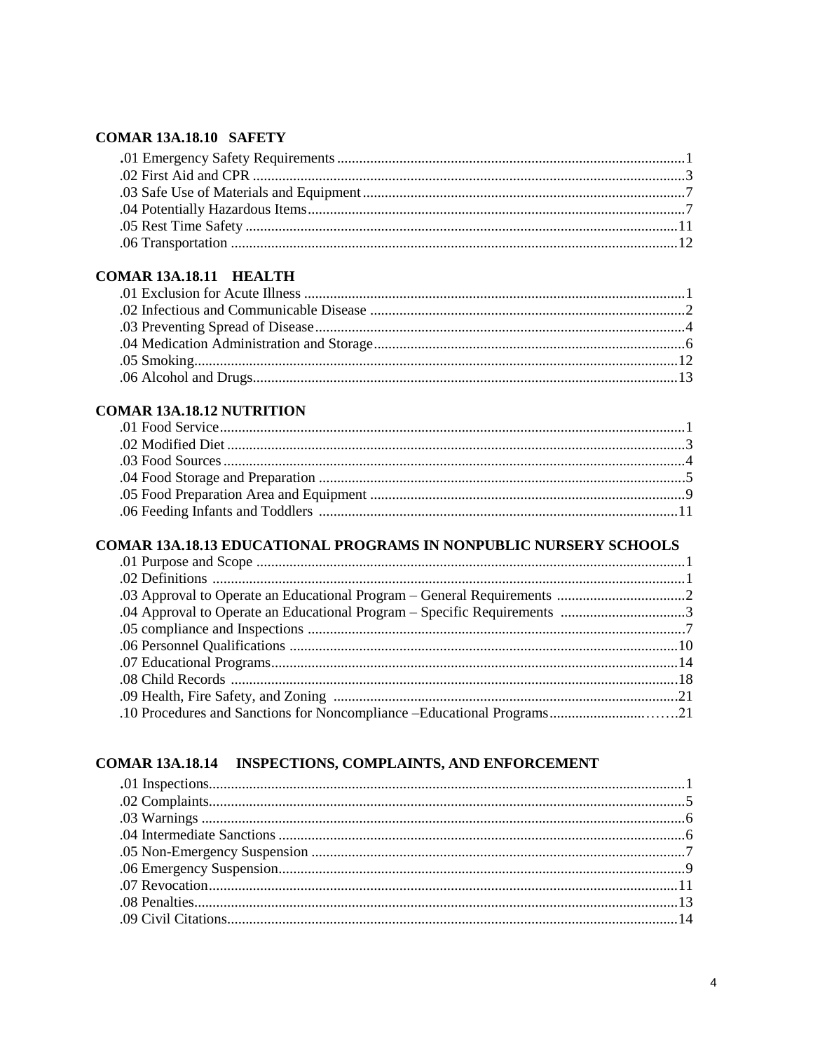### COMAR 13A.18.10 SAFETY

.01 Emergency Safety Requirements ........................................................ 1
.02 First Aid and CPR ........................................................ 3
.03 Safe Use of Materials and Equipment ........................................................ 7
.04 Potentially Hazardous Items ........................................................ 7
.05 Rest Time Safety ........................................................ 11
.06 Transportation ........................................................ 12

### COMAR 13A.18.11 HEALTH

.01 Exclusion for Acute Illness ........................................................ 1
.02 Infectious and Communicable Disease ........................................................ 2
.03 Preventing Spread of Disease ........................................................ 4
.04 Medication Administration and Storage ........................................................ 6
.05 Smoking ........................................................ 12
.06 Alcohol and Drugs ........................................................ 13

### COMAR 13A.18.12 NUTRITION

.01 Food Service ........................................................ 1
.02 Modified Diet ........................................................ 3
.03 Food Sources ........................................................ 4
.04 Food Storage and Preparation ........................................................ 5
.05 Food Preparation Area and Equipment ........................................................ 9
.06 Feeding Infants and Toddlers ........................................................ 11

### COMAR 13A.18.13 EDUCATIONAL PROGRAMS IN NONPUBLIC NURSERY SCHOOLS

.01 Purpose and Scope ........................................................ 1
.02 Definitions ........................................................ 1
.03 Approval to Operate an Educational Program – General Requirements ........................................................ 2
.04 Approval to Operate an Educational Program – Specific Requirements ........................................................ 3
.05 compliance and Inspections ........................................................ 7
.06 Personnel Qualifications ........................................................ 10
.07 Educational Programs ........................................................ 14
.08 Child Records ........................................................ 18
.09 Health, Fire Safety, and Zoning ........................................................ 21
.10 Procedures and Sanctions for Noncompliance –Educational Programs ........................................................ 21

### COMAR 13A.18.14 INSPECTIONS, COMPLAINTS, AND ENFORCEMENT

.01 Inspections ........................................................ 1
.02 Complaints ........................................................ 5
.03 Warnings ........................................................ 6
.04 Intermediate Sanctions ........................................................ 6
.05 Non-Emergency Suspension ........................................................ 7
.06 Emergency Suspension ........................................................ 9
.07 Revocation ........................................................ 11
.08 Penalties ........................................................ 13
.09 Civil Citations ........................................................ 14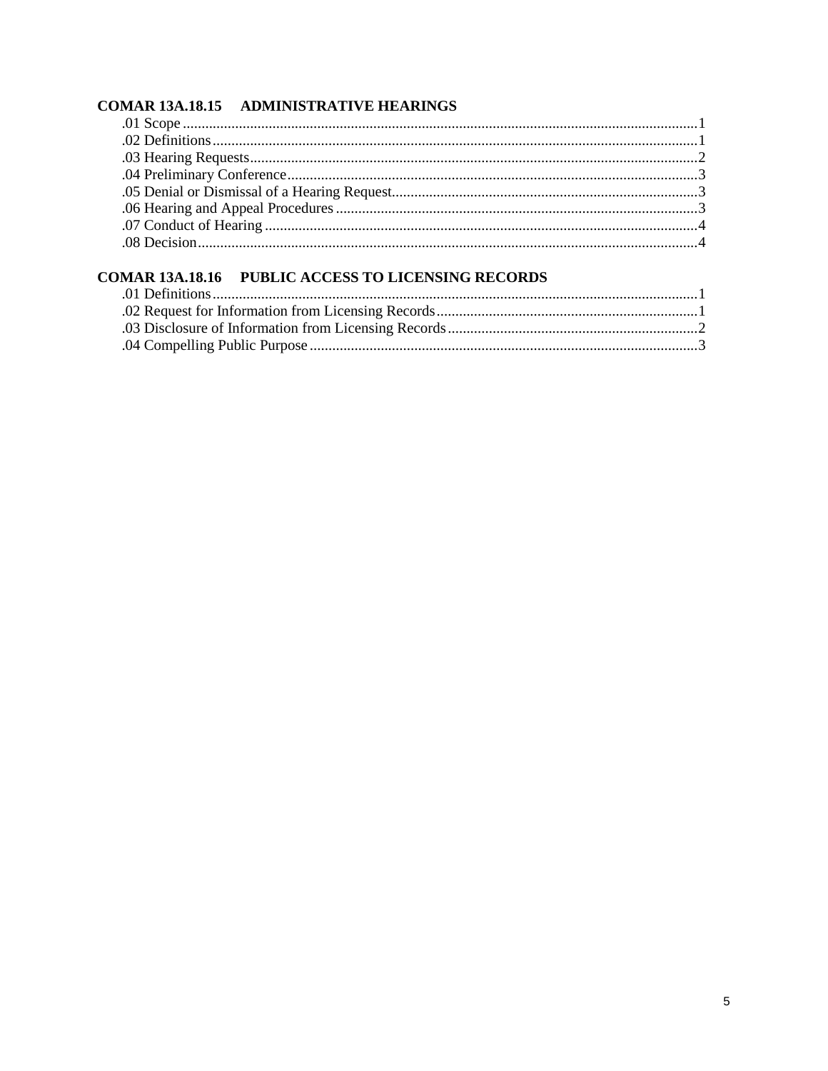**COMAR 13A.18.15 ADMINISTRATIVE HEARINGS**

.01 Scope ........................................................................................................................ 1
.02 Definitions ................................................................................................................ 1
.03 Hearing Requests ...................................................................................................... 2
.04 Preliminary Conference ............................................................................................ 3
.05 Denial or Dismissal of a Hearing Request ................................................................ 3
.06 Hearing and Appeal Procedures ............................................................................... 3
.07 Conduct of Hearing .................................................................................................. 4
.08 Decision .................................................................................................................... 4

**COMAR 13A.18.16 PUBLIC ACCESS TO LICENSING RECORDS**

.01 Definitions ................................................................................................................ 1
.02 Request for Information from Licensing Records .................................................... 1
.03 Disclosure of Information from Licensing Records .................................................. 2
.04 Compelling Public Purpose ...................................................................................... 3